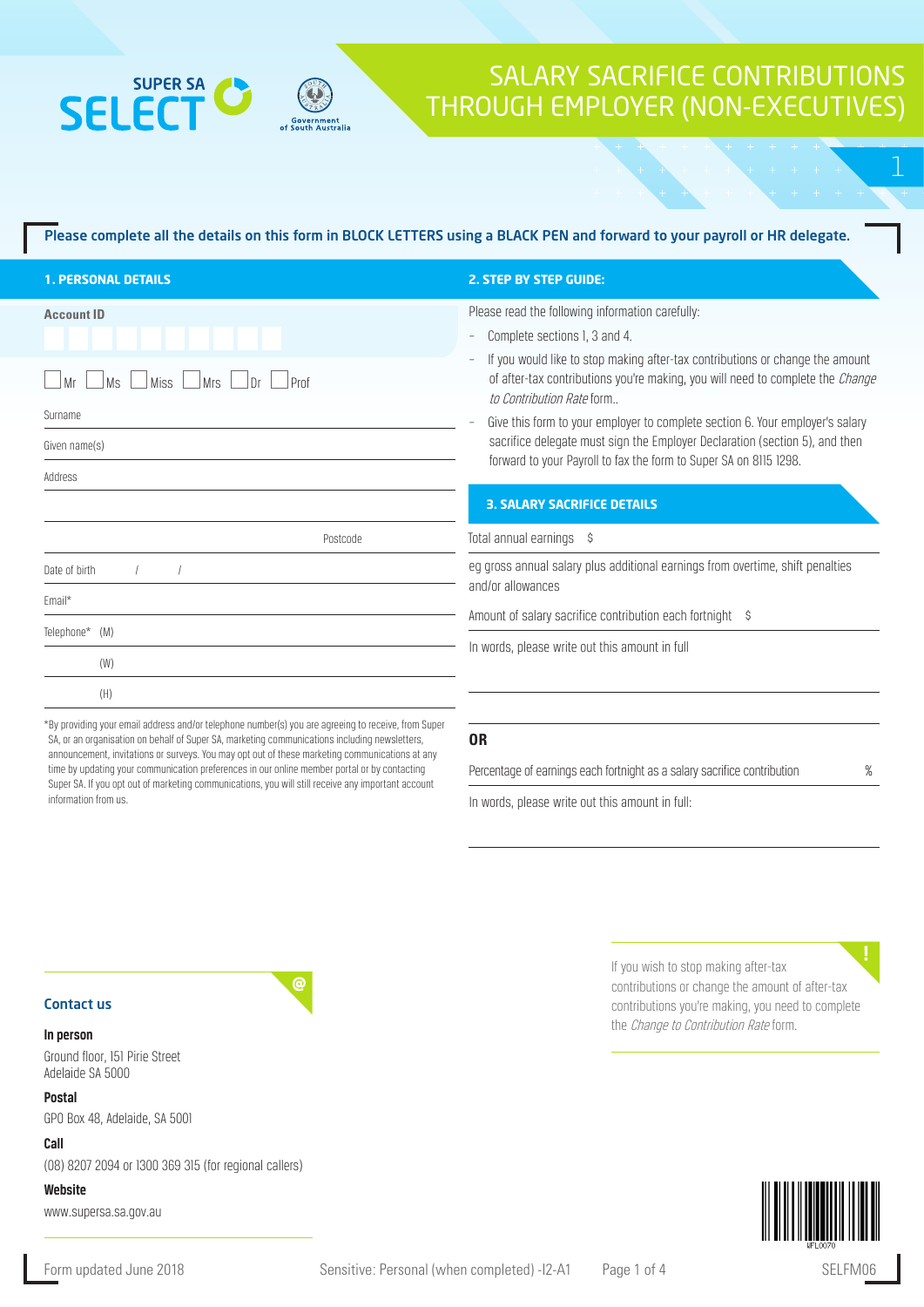# SALARY SACRIFICE CONTRIBUTIONS THROUGH EMPLOYER (NON-EXECUTIVES)

SUPER SA SELECT

Government of South Australia

**Please complete all the details on this form in BLOCK LETTERS using a BLACK PEN and forward to your payroll or HR delegate.**

## 1. PERSONAL DETAILS

**Account ID**

☐ Mr ☐ Ms ☐ Miss ☐ Mrs ☐ Dr ☐ Prof

Surname

Given name(s)

Address

Postcode

Date of birth / /

Email*

Telephone* (M)

(W)

(H)

*By providing your email address and/or telephone number(s) you are agreeing to receive, from Super SA, or an organisation on behalf of Super SA, marketing communications including newsletters, announcement, invitations or surveys. You may opt out of these marketing communications at any time by updating your communication preferences in our online member portal or by contacting Super SA. If you opt out of marketing communications, you will still receive any important account information from us.

## 2. STEP BY STEP GUIDE:

Please read the following information carefully:

- Complete sections 1, 3 and 4.
- If you would like to stop making after-tax contributions or change the amount of after-tax contributions you're making, you will need to complete the *Change to Contribution Rate* form..
- Give this form to your employer to complete section 6. Your employer's salary sacrifice delegate must sign the Employer Declaration (section 5), and then forward to your Payroll to fax the form to Super SA on 8115 1298.

## 3. SALARY SACRIFICE DETAILS

Total annual earnings $

eg gross annual salary plus additional earnings from overtime, shift penalties and/or allowances

Amount of salary sacrifice contribution each fortnight $

In words, please write out this amount in full

**OR**

Percentage of earnings each fortnight as a salary sacrifice contribution %

In words, please write out this amount in full:

If you wish to stop making after-tax contributions or change the amount of after-tax contributions you're making, you need to complete the *Change to Contribution Rate* form.

### Contact us

**In person**

Ground floor, 151 Pirie Street
Adelaide SA 5000

**Postal**

GPO Box 48, Adelaide, SA 5001

**Call**

(08) 8207 2094 or 1300 369 315 (for regional callers)

**Website**

www.supersa.sa.gov.au

WFL0070

Form updated June 2018 Sensitive: Personal (when completed) -I2-A1 SELFM06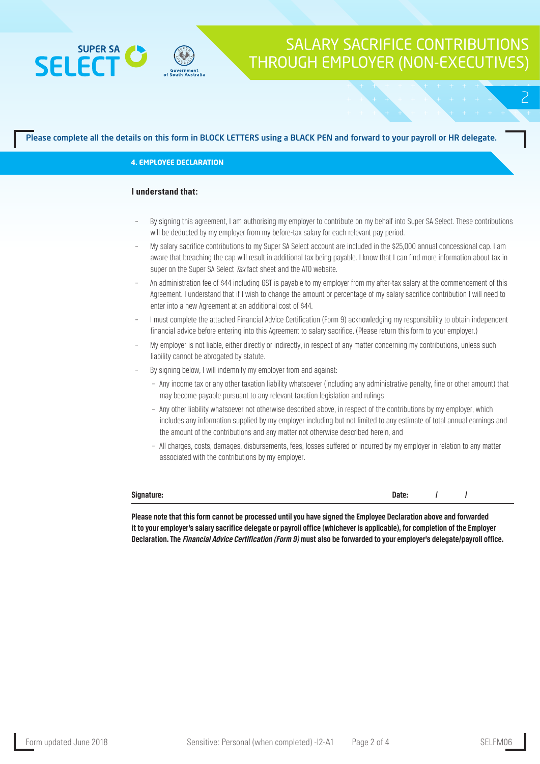# SALARY SACRIFICE CONTRIBUTIONS THROUGH EMPLOYER (NON-EXECUTIVES)

**Please complete all the details on this form in BLOCK LETTERS using a BLACK PEN and forward to your payroll or HR delegate.**

## 4. EMPLOYEE DECLARATION

**I understand that:**

- By signing this agreement, I am authorising my employer to contribute on my behalf into Super SA Select. These contributions will be deducted by my employer from my before-tax salary for each relevant pay period.
- My salary sacrifice contributions to my Super SA Select account are included in the $25,000 annual concessional cap. I am aware that breaching the cap will result in additional tax being payable. I know that I can find more information about tax in super on the Super SA Select *Tax* fact sheet and the ATO website.
- An administration fee of $44 including GST is payable to my employer from my after-tax salary at the commencement of this Agreement. I understand that if I wish to change the amount or percentage of my salary sacrifice contribution I will need to enter into a new Agreement at an additional cost of $44.
- I must complete the attached Financial Advice Certification (Form 9) acknowledging my responsibility to obtain independent financial advice before entering into this Agreement to salary sacrifice. (Please return this form to your employer.)
- My employer is not liable, either directly or indirectly, in respect of any matter concerning my contributions, unless such liability cannot be abrogated by statute.
- By signing below, I will indemnify my employer from and against:
  - Any income tax or any other taxation liability whatsoever (including any administrative penalty, fine or other amount) that may become payable pursuant to any relevant taxation legislation and rulings
  - Any other liability whatsoever not otherwise described above, in respect of the contributions by my employer, which includes any information supplied by my employer including but not limited to any estimate of total annual earnings and the amount of the contributions and any matter not otherwise described herein, and
  - All charges, costs, damages, disbursements, fees, losses suffered or incurred by my employer in relation to any matter associated with the contributions by my employer.

**Signature:** \_\_\_\_\_\_\_\_\_\_\_\_\_\_\_\_\_\_\_\_ **Date:** / /

**Please note that this form cannot be processed until you have signed the Employee Declaration above and forwarded it to your employer's salary sacrifice delegate or payroll office (whichever is applicable), for completion of the Employer Declaration. The *Financial Advice Certification (Form 9)* must also be forwarded to your employer's delegate/payroll office.**

Form updated June 2018 | Sensitive: Personal (when completed) -I2-A1 | SELFM06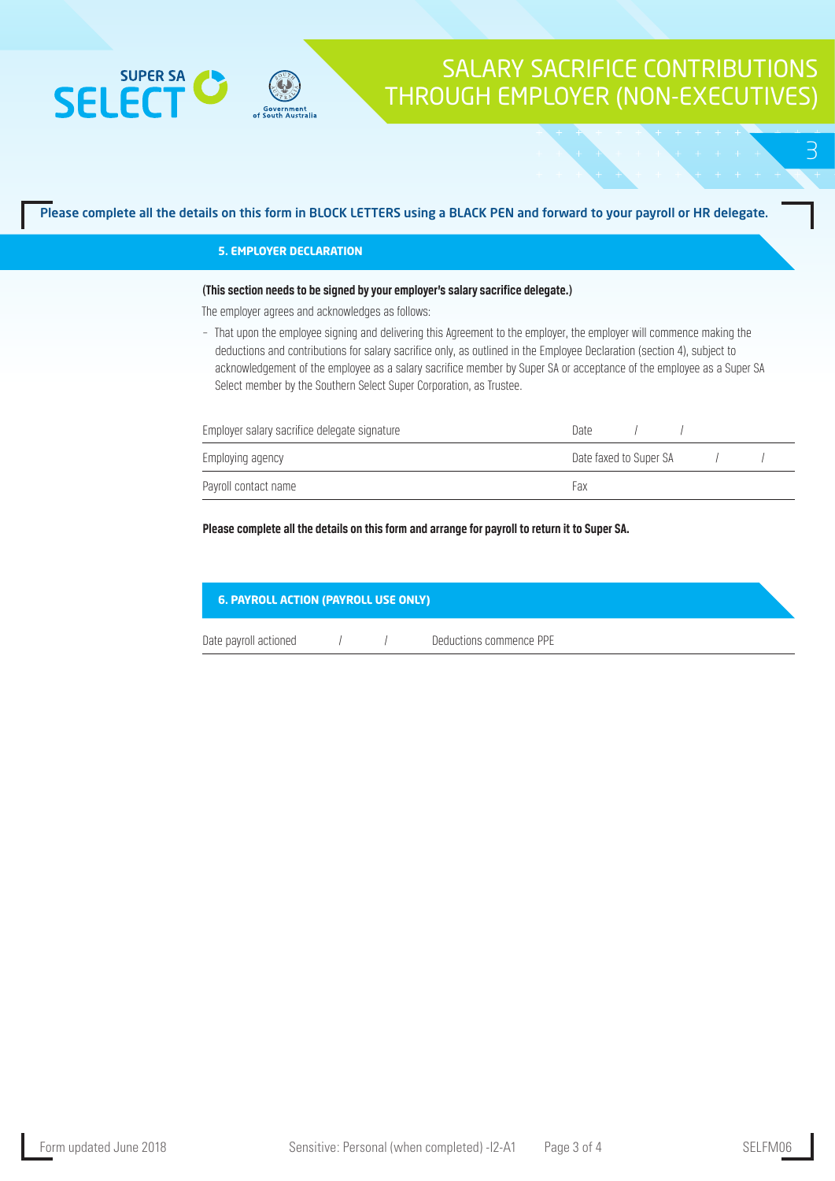# SALARY SACRIFICE CONTRIBUTIONS THROUGH EMPLOYER (NON-EXECUTIVES)

**Please complete all the details on this form in BLOCK LETTERS using a BLACK PEN and forward to your payroll or HR delegate.**

## 5. EMPLOYER DECLARATION

**(This section needs to be signed by your employer's salary sacrifice delegate.)**

The employer agrees and acknowledges as follows:

- That upon the employee signing and delivering this Agreement to the employer, the employer will commence making the deductions and contributions for salary sacrifice only, as outlined in the Employee Declaration (section 4), subject to acknowledgement of the employee as a salary sacrifice member by Super SA or acceptance of the employee as a Super SA Select member by the Southern Select Super Corporation, as Trustee.

| | |
|---|---|
| Employer salary sacrifice delegate signature | Date / / |
| Employing agency | Date faxed to Super SA / / |
| Payroll contact name | Fax |

**Please complete all the details on this form and arrange for payroll to return it to Super SA.**

## 6. PAYROLL ACTION (PAYROLL USE ONLY)

| | |
|---|---|
| Date payroll actioned / / | Deductions commence PPE |

Form updated June 2018 Sensitive: Personal (when completed) -I2-A1 SELFM06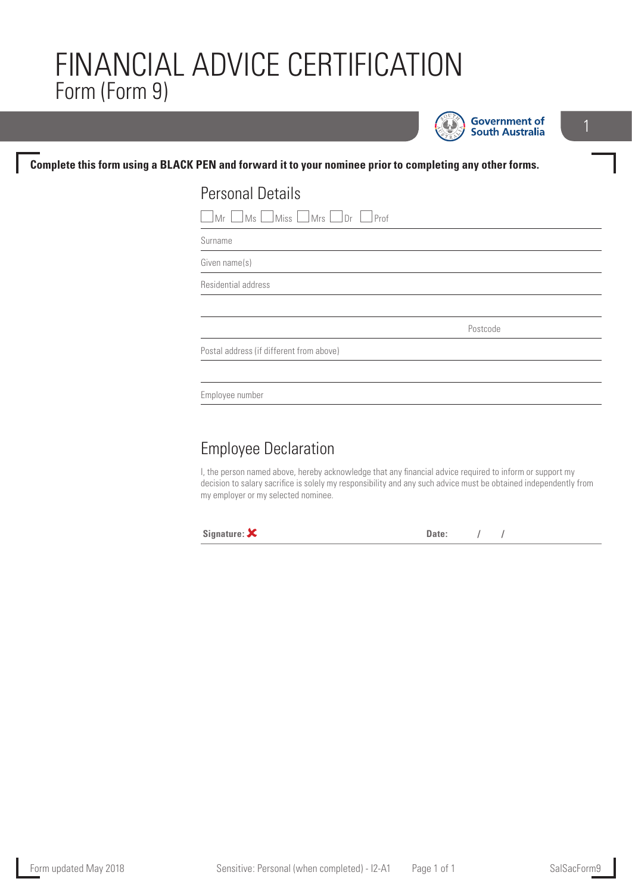# FINANCIAL ADVICE CERTIFICATION
## Form (Form 9)

Government of South Australia

**Complete this form using a BLACK PEN and forward it to your nominee prior to completing any other forms.**

## Personal Details

☐ Mr ☐ Ms ☐ Miss ☐ Mrs ☐ Dr ☐ Prof

Surname

Given name(s)

Residential address

Postcode

Postal address (if different from above)

Employee number

## Employee Declaration

I, the person named above, hereby acknowledge that any financial advice required to inform or support my decision to salary sacrifice is solely my responsibility and any such advice must be obtained independently from my employer or my selected nominee.

**Signature:** ✘ **Date:** / /

Form updated May 2018 Sensitive: Personal (when completed) - I2-A1 SalSacForm9